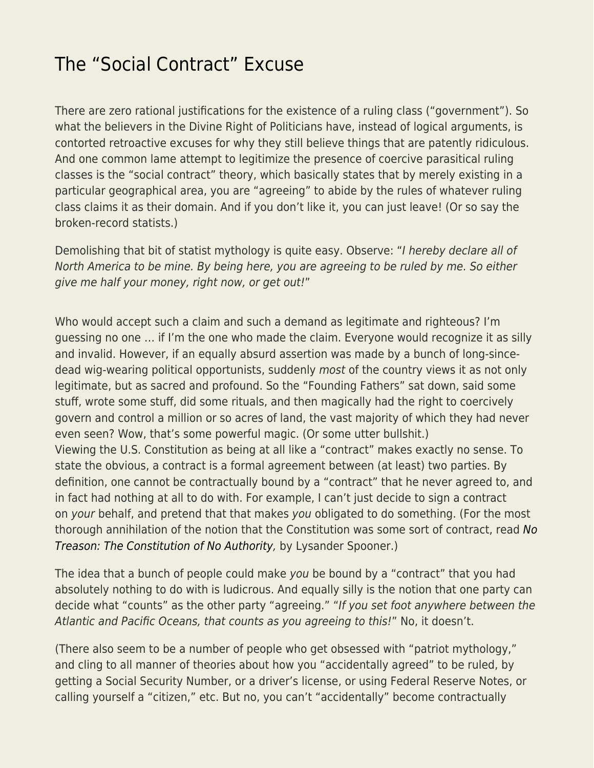# The "Social Contract" Excuse

There are zero rational justifications for the existence of a ruling class ("government"). So what the believers in the Divine Right of Politicians have, instead of logical arguments, is contorted retroactive excuses for why they still believe things that are patently ridiculous. And one common lame attempt to legitimize the presence of coercive parasitical ruling classes is the "social contract" theory, which basically states that by merely existing in a particular geographical area, you are "agreeing" to abide by the rules of whatever ruling class claims it as their domain. And if you don't like it, you can just leave! (Or so say the broken-record statists.)

Demolishing that bit of statist mythology is quite easy. Observe: "*I hereby declare all of North America to be mine. By being here, you are agreeing to be ruled by me. So either give me half your money, right now, or get out!*"

Who would accept such a claim and such a demand as legitimate and righteous? I'm guessing no one … if I'm the one who made the claim. Everyone would recognize it as silly and invalid. However, if an equally absurd assertion was made by a bunch of long-since-dead wig-wearing political opportunists, suddenly *most* of the country views it as not only legitimate, but as sacred and profound. So the "Founding Fathers" sat down, said some stuff, wrote some stuff, did some rituals, and then magically had the right to coercively govern and control a million or so acres of land, the vast majority of which they had never even seen? Wow, that's some powerful magic. (Or some utter bullshit.)

Viewing the U.S. Constitution as being at all like a "contract" makes exactly no sense. To state the obvious, a contract is a formal agreement between (at least) two parties. By definition, one cannot be contractually bound by a "contract" that he never agreed to, and in fact had nothing at all to do with. For example, I can't just decide to sign a contract on *your* behalf, and pretend that that makes *you* obligated to do something. (For the most thorough annihilation of the notion that the Constitution was some sort of contract, read *No Treason: The Constitution of No Authority,* by Lysander Spooner.)

The idea that a bunch of people could make *you* be bound by a "contract" that you had absolutely nothing to do with is ludicrous. And equally silly is the notion that one party can decide what "counts" as the other party "agreeing." "*If you set foot anywhere between the Atlantic and Pacific Oceans, that counts as you agreeing to this!*" No, it doesn't.

(There also seem to be a number of people who get obsessed with "patriot mythology," and cling to all manner of theories about how you "accidentally agreed" to be ruled, by getting a Social Security Number, or a driver's license, or using Federal Reserve Notes, or calling yourself a "citizen," etc. But no, you can't "accidentally" become contractually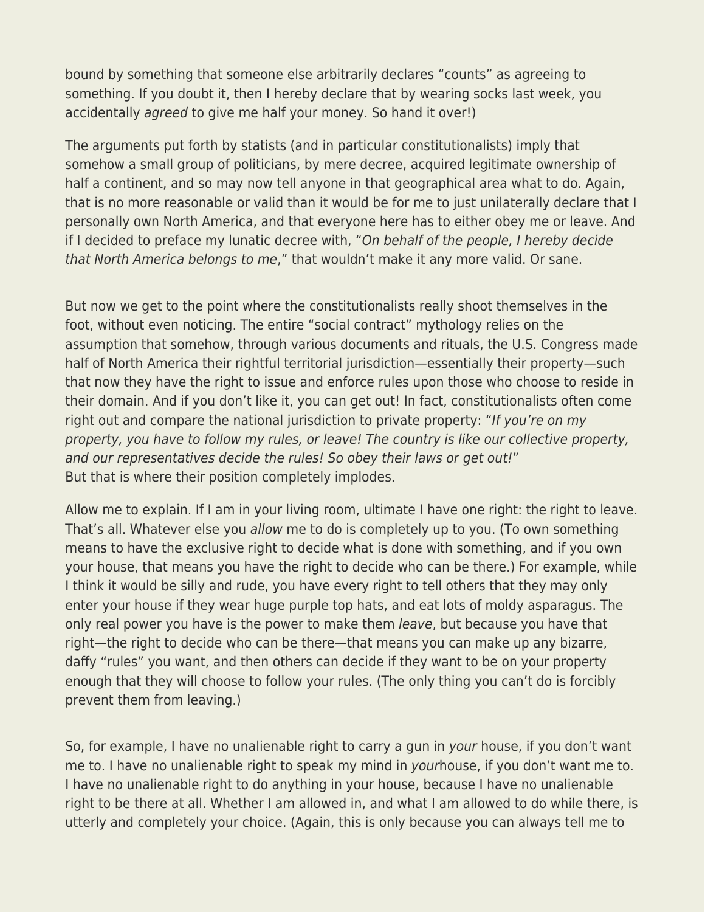bound by something that someone else arbitrarily declares "counts" as agreeing to something. If you doubt it, then I hereby declare that by wearing socks last week, you accidentally *agreed* to give me half your money. So hand it over!)

The arguments put forth by statists (and in particular constitutionalists) imply that somehow a small group of politicians, by mere decree, acquired legitimate ownership of half a continent, and so may now tell anyone in that geographical area what to do. Again, that is no more reasonable or valid than it would be for me to just unilaterally declare that I personally own North America, and that everyone here has to either obey me or leave. And if I decided to preface my lunatic decree with, "*On behalf of the people, I hereby decide that North America belongs to me*," that wouldn't make it any more valid. Or sane.

But now we get to the point where the constitutionalists really shoot themselves in the foot, without even noticing. The entire "social contract" mythology relies on the assumption that somehow, through various documents and rituals, the U.S. Congress made half of North America their rightful territorial jurisdiction—essentially their property—such that now they have the right to issue and enforce rules upon those who choose to reside in their domain. And if you don't like it, you can get out! In fact, constitutionalists often come right out and compare the national jurisdiction to private property: "*If you're on my property, you have to follow my rules, or leave! The country is like our collective property, and our representatives decide the rules! So obey their laws or get out!*"
But that is where their position completely implodes.

Allow me to explain. If I am in your living room, ultimate I have one right: the right to leave. That's all. Whatever else you *allow* me to do is completely up to you. (To own something means to have the exclusive right to decide what is done with something, and if you own your house, that means you have the right to decide who can be there.) For example, while I think it would be silly and rude, you have every right to tell others that they may only enter your house if they wear huge purple top hats, and eat lots of moldy asparagus. The only real power you have is the power to make them *leave*, but because you have that right—the right to decide who can be there—that means you can make up any bizarre, daffy "rules" you want, and then others can decide if they want to be on your property enough that they will choose to follow your rules. (The only thing you can't do is forcibly prevent them from leaving.)

So, for example, I have no unalienable right to carry a gun in *your* house, if you don't want me to. I have no unalienable right to speak my mind in *your*house, if you don't want me to. I have no unalienable right to do anything in your house, because I have no unalienable right to be there at all. Whether I am allowed in, and what I am allowed to do while there, is utterly and completely your choice. (Again, this is only because you can always tell me to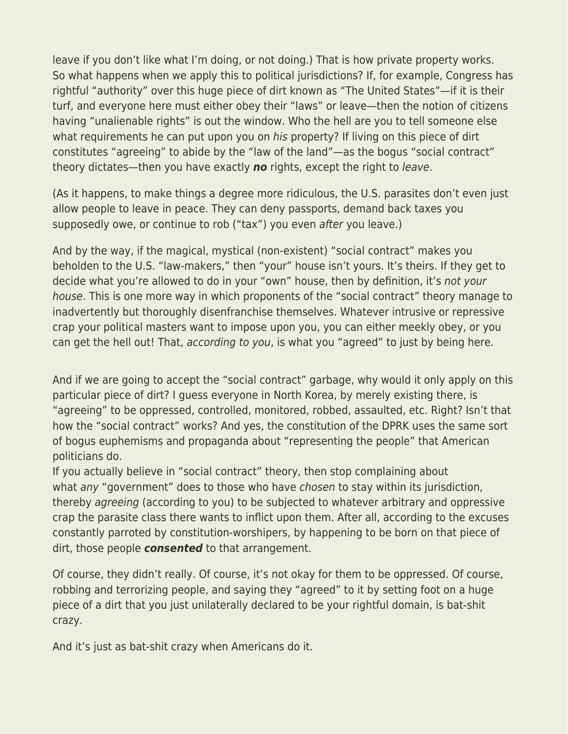leave if you don't like what I'm doing, or not doing.) That is how private property works. So what happens when we apply this to political jurisdictions? If, for example, Congress has rightful "authority" over this huge piece of dirt known as "The United States"—if it is their turf, and everyone here must either obey their "laws" or leave—then the notion of citizens having "unalienable rights" is out the window. Who the hell are you to tell someone else what requirements he can put upon you on *his* property? If living on this piece of dirt constitutes "agreeing" to abide by the "law of the land"—as the bogus "social contract" theory dictates—then you have exactly ***no*** rights, except the right to *leave*.

(As it happens, to make things a degree more ridiculous, the U.S. parasites don't even just allow people to leave in peace. They can deny passports, demand back taxes you supposedly owe, or continue to rob ("tax") you even *after* you leave.)

And by the way, if the magical, mystical (non-existent) "social contract" makes you beholden to the U.S. "law-makers," then "your" house isn't yours. It's theirs. If they get to decide what you're allowed to do in your "own" house, then by definition, it's *not your house*. This is one more way in which proponents of the "social contract" theory manage to inadvertently but thoroughly disenfranchise themselves. Whatever intrusive or repressive crap your political masters want to impose upon you, you can either meekly obey, or you can get the hell out! That, *according to you*, is what you "agreed" to just by being here.

And if we are going to accept the "social contract" garbage, why would it only apply on this particular piece of dirt? I guess everyone in North Korea, by merely existing there, is "agreeing" to be oppressed, controlled, monitored, robbed, assaulted, etc. Right? Isn't that how the "social contract" works? And yes, the constitution of the DPRK uses the same sort of bogus euphemisms and propaganda about "representing the people" that American politicians do.
If you actually believe in "social contract" theory, then stop complaining about what *any* "government" does to those who have *chosen* to stay within its jurisdiction, thereby *agreeing* (according to you) to be subjected to whatever arbitrary and oppressive crap the parasite class there wants to inflict upon them. After all, according to the excuses constantly parroted by constitution-worshipers, by happening to be born on that piece of dirt, those people ***consented*** to that arrangement.

Of course, they didn't really. Of course, it's not okay for them to be oppressed. Of course, robbing and terrorizing people, and saying they "agreed" to it by setting foot on a huge piece of a dirt that you just unilaterally declared to be your rightful domain, is bat-shit crazy.

And it's just as bat-shit crazy when Americans do it.